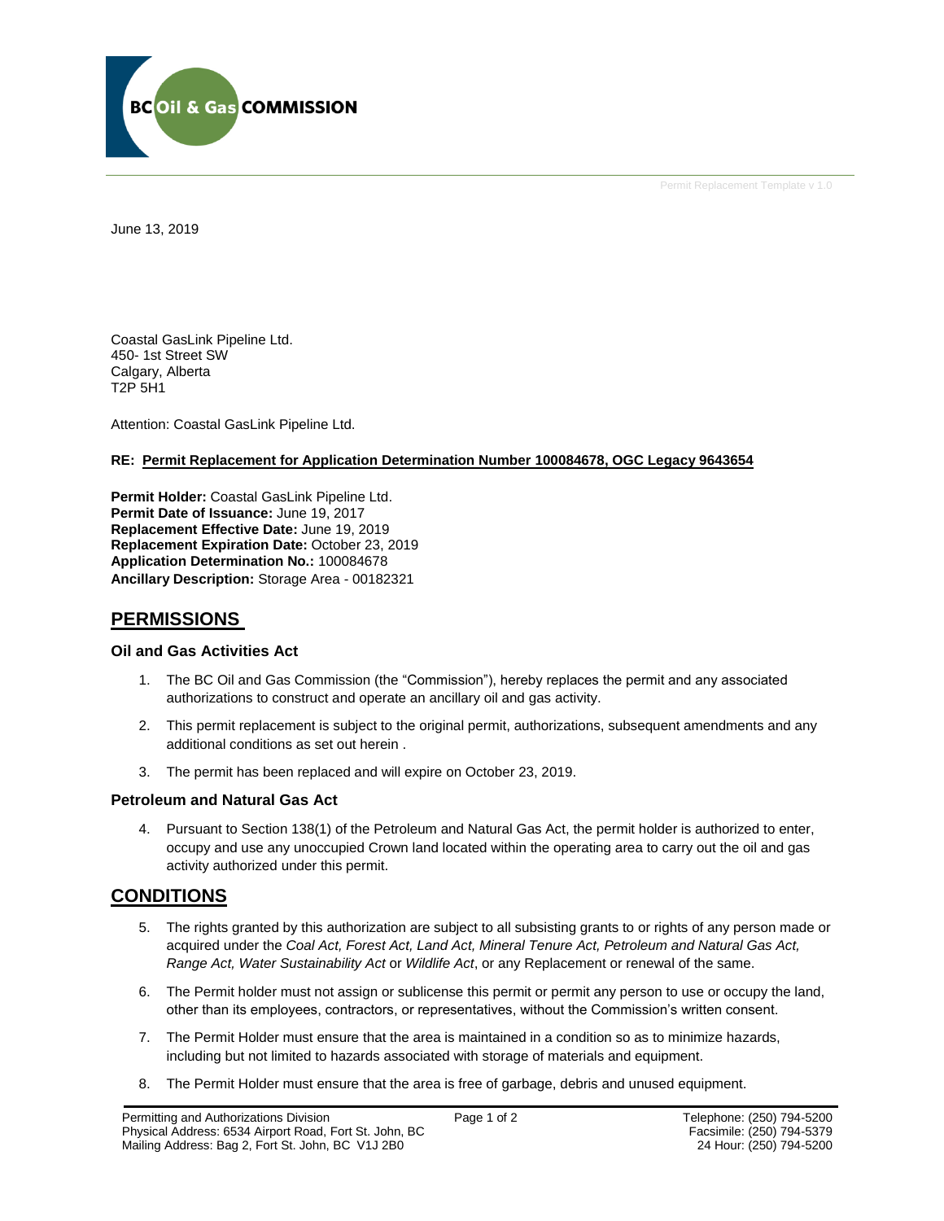June 13, 2019

Coastal GasLink Pipeline Ltd.
450- 1st Street SW
Calgary, Alberta
T2P 5H1

Attention: Coastal GasLink Pipeline Ltd.

**RE: Permit Replacement for Application Determination Number 100084678, OGC Legacy 9643654**

**Permit Holder:** Coastal GasLink Pipeline Ltd.
**Permit Date of Issuance:** June 19, 2017
**Replacement Effective Date:** June 19, 2019
**Replacement Expiration Date:** October 23, 2019
**Application Determination No.:** 100084678
**Ancillary Description:** Storage Area - 00182321

## PERMISSIONS

### Oil and Gas Activities Act

1. The BC Oil and Gas Commission (the "Commission"), hereby replaces the permit and any associated authorizations to construct and operate an ancillary oil and gas activity.
2. This permit replacement is subject to the original permit, authorizations, subsequent amendments and any additional conditions as set out herein .
3. The permit has been replaced and will expire on October 23, 2019.

### Petroleum and Natural Gas Act

4. Pursuant to Section 138(1) of the Petroleum and Natural Gas Act, the permit holder is authorized to enter, occupy and use any unoccupied Crown land located within the operating area to carry out the oil and gas activity authorized under this permit.

## CONDITIONS

5. The rights granted by this authorization are subject to all subsisting grants to or rights of any person made or acquired under the *Coal Act, Forest Act, Land Act, Mineral Tenure Act, Petroleum and Natural Gas Act, Range Act, Water Sustainability Act* or *Wildlife Act*, or any Replacement or renewal of the same.
6. The Permit holder must not assign or sublicense this permit or permit any person to use or occupy the land, other than its employees, contractors, or representatives, without the Commission's written consent.
7. The Permit Holder must ensure that the area is maintained in a condition so as to minimize hazards, including but not limited to hazards associated with storage of materials and equipment.
8. The Permit Holder must ensure that the area is free of garbage, debris and unused equipment.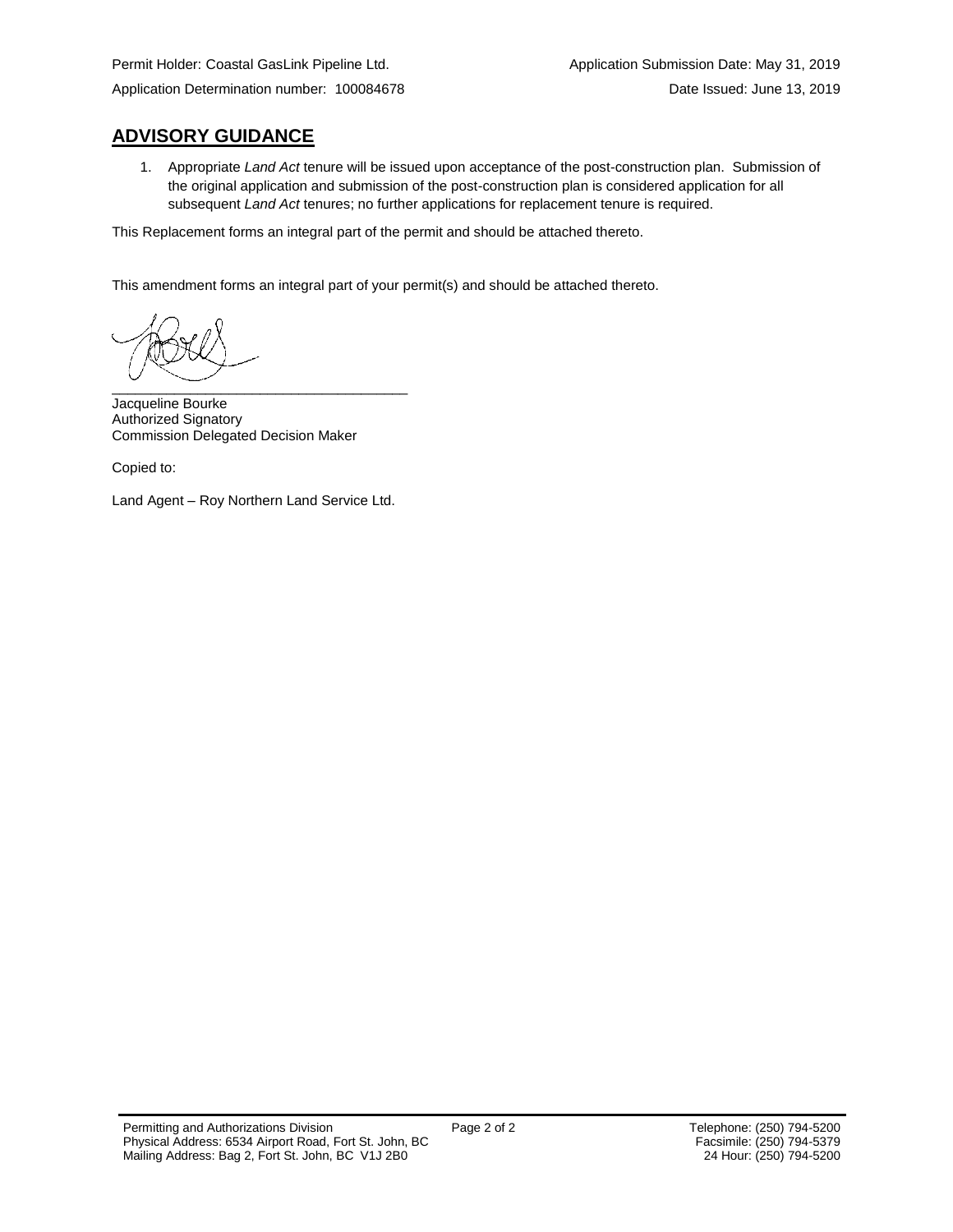Permit Holder: Coastal GasLink Pipeline Ltd.  
Application Determination number: 100084678

Application Submission Date: May 31, 2019  
Date Issued: June 13, 2019

## ADVISORY GUIDANCE

1. Appropriate *Land Act* tenure will be issued upon acceptance of the post-construction plan. Submission of the original application and submission of the post-construction plan is considered application for all subsequent *Land Act* tenures; no further applications for replacement tenure is required.

This Replacement forms an integral part of the permit and should be attached thereto.

This amendment forms an integral part of your permit(s) and should be attached thereto.

\_\_\_\_\_\_\_\_\_\_\_\_\_\_\_\_\_\_\_\_\_\_\_\_\_\_\_\_\_\_\_\_\_\_\_\_\_\_

Jacqueline Bourke  
Authorized Signatory  
Commission Delegated Decision Maker

Copied to:

Land Agent – Roy Northern Land Service Ltd.

Permitting and Authorizations Division  
Physical Address: 6534 Airport Road, Fort St. John, BC  
Mailing Address: Bag 2, Fort St. John, BC V1J 2B0

Telephone: (250) 794-5200  
Facsimile: (250) 794-5379  
24 Hour: (250) 794-5200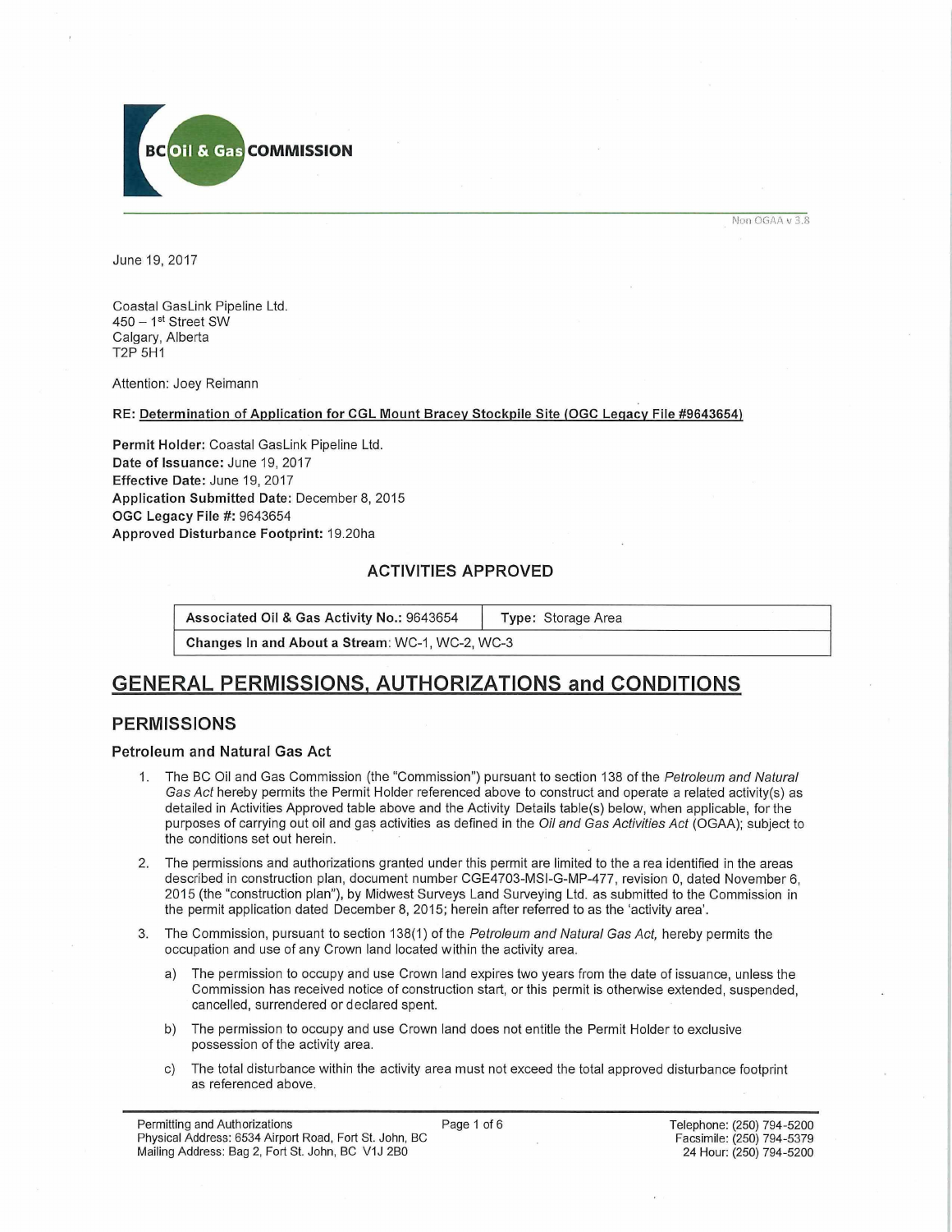BC Oil & Gas COMMISSION

Non OGAA v 3.8

June 19, 2017

Coastal GasLink Pipeline Ltd.
450 – 1st Street SW
Calgary, Alberta
T2P 5H1

Attention: Joey Reimann

**RE: Determination of Application for CGL Mount Bracey Stockpile Site (OGC Legacy File #9643654)**

**Permit Holder:** Coastal GasLink Pipeline Ltd.
**Date of Issuance:** June 19, 2017
**Effective Date:** June 19, 2017
**Application Submitted Date:** December 8, 2015
**OGC Legacy File #:** 9643654
**Approved Disturbance Footprint:** 19.20ha

### ACTIVITIES APPROVED

| **Associated Oil & Gas Activity No.:** 9643654 | **Type:** Storage Area |
|---|---|
| **Changes In and About a Stream**: WC-1, WC-2, WC-3 | |

# GENERAL PERMISSIONS, AUTHORIZATIONS and CONDITIONS

## PERMISSIONS

### Petroleum and Natural Gas Act

1. The BC Oil and Gas Commission (the "Commission") pursuant to section 138 of the *Petroleum and Natural Gas Act* hereby permits the Permit Holder referenced above to construct and operate a related activity(s) as detailed in Activities Approved table above and the Activity Details table(s) below, when applicable, for the purposes of carrying out oil and gas activities as defined in the *Oil and Gas Activities Act* (OGAA); subject to the conditions set out herein.
2. The permissions and authorizations granted under this permit are limited to the a rea identified in the areas described in construction plan, document number CGE4703-MSI-G-MP-477, revision 0, dated November 6, 2015 (the "construction plan"), by Midwest Surveys Land Surveying Ltd. as submitted to the Commission in the permit application dated December 8, 2015; herein after referred to as the 'activity area'.
3. The Commission, pursuant to section 138(1) of the *Petroleum and Natural Gas Act,* hereby permits the occupation and use of any Crown land located within the activity area.
   a) The permission to occupy and use Crown land expires two years from the date of issuance, unless the Commission has received notice of construction start, or this permit is otherwise extended, suspended, cancelled, surrendered or declared spent.
   b) The permission to occupy and use Crown land does not entitle the Permit Holder to exclusive possession of the activity area.
   c) The total disturbance within the activity area must not exceed the total approved disturbance footprint as referenced above.

Permitting and Authorizations
Physical Address: 6534 Airport Road, Fort St. John, BC
Mailing Address: Bag 2, Fort St. John, BC V1J 2B0

Telephone: (250) 794-5200
Facsimile: (250) 794-5379
24 Hour: (250) 794-5200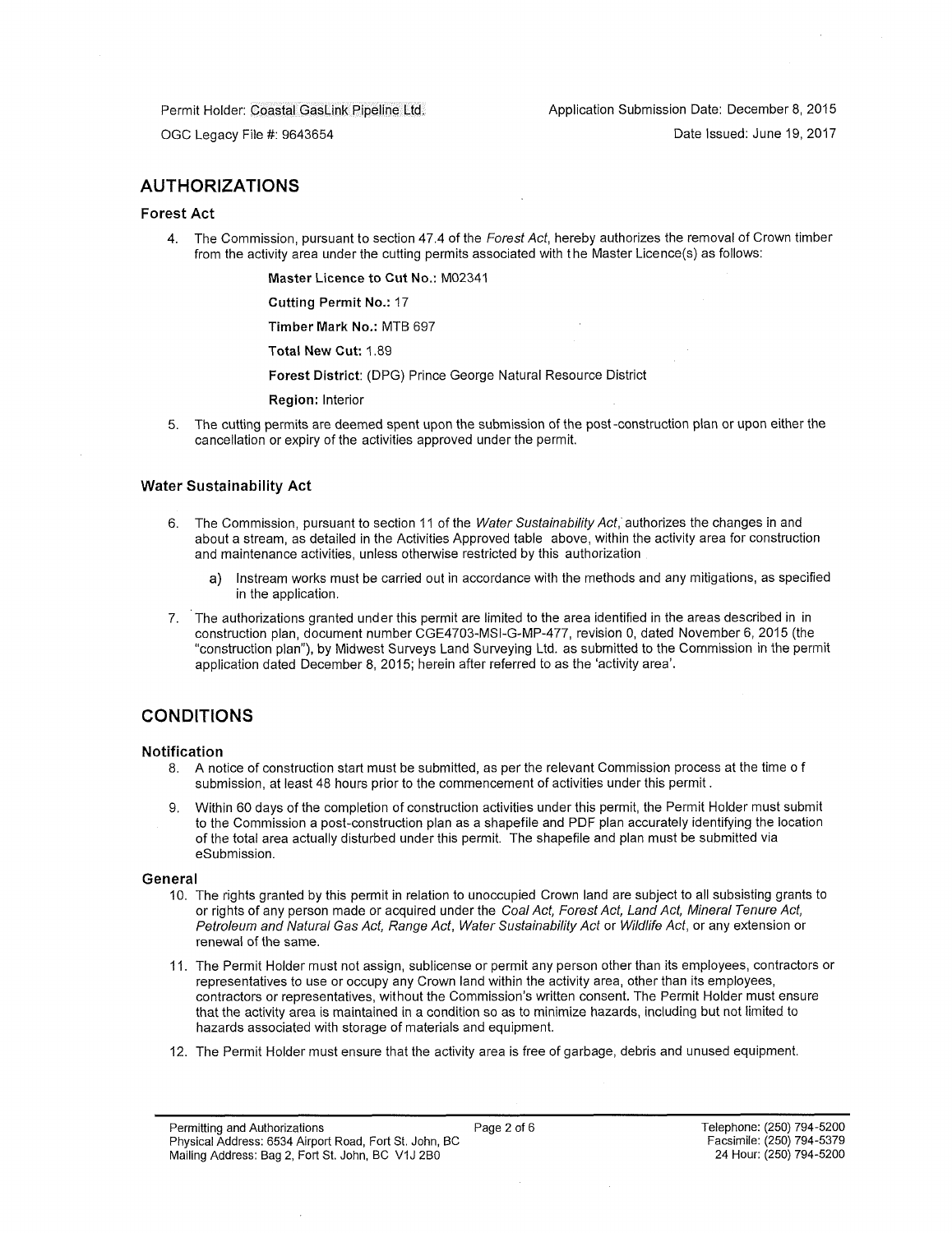Permit Holder: Coastal GasLink Pipeline Ltd.

OGC Legacy File #: 9643654

Application Submission Date: December 8, 2015

Date Issued: June 19, 2017

## AUTHORIZATIONS

### Forest Act

4. The Commission, pursuant to section 47.4 of the *Forest Act*, hereby authorizes the removal of Crown timber from the activity area under the cutting permits associated with the Master Licence(s) as follows:

   **Master Licence to Cut No.:** M02341

   **Cutting Permit No.:** 17

   **Timber Mark No.:** MTB 697

   **Total New Cut:** 1.89

   **Forest District:** (DPG) Prince George Natural Resource District

   **Region:** Interior

5. The cutting permits are deemed spent upon the submission of the post-construction plan or upon either the cancellation or expiry of the activities approved under the permit.

### Water Sustainability Act

6. The Commission, pursuant to section 11 of the *Water Sustainability Act*, authorizes the changes in and about a stream, as detailed in the Activities Approved table above, within the activity area for construction and maintenance activities, unless otherwise restricted by this authorization
   a) Instream works must be carried out in accordance with the methods and any mitigations, as specified in the application.
7. The authorizations granted under this permit are limited to the area identified in the areas described in in construction plan, document number CGE4703-MSI-G-MP-477, revision 0, dated November 6, 2015 (the "construction plan"), by Midwest Surveys Land Surveying Ltd. as submitted to the Commission in the permit application dated December 8, 2015; herein after referred to as the 'activity area'.

## CONDITIONS

### Notification

8. A notice of construction start must be submitted, as per the relevant Commission process at the time of submission, at least 48 hours prior to the commencement of activities under this permit.
9. Within 60 days of the completion of construction activities under this permit, the Permit Holder must submit to the Commission a post-construction plan as a shapefile and PDF plan accurately identifying the location of the total area actually disturbed under this permit. The shapefile and plan must be submitted via eSubmission.

### General

10. The rights granted by this permit in relation to unoccupied Crown land are subject to all subsisting grants to or rights of any person made or acquired under the *Coal Act, Forest Act, Land Act, Mineral Tenure Act, Petroleum and Natural Gas Act, Range Act, Water Sustainability Act* or *Wildlife Act*, or any extension or renewal of the same.
11. The Permit Holder must not assign, sublicense or permit any person other than its employees, contractors or representatives to use or occupy any Crown land within the activity area, other than its employees, contractors or representatives, without the Commission's written consent. The Permit Holder must ensure that the activity area is maintained in a condition so as to minimize hazards, including but not limited to hazards associated with storage of materials and equipment.
12. The Permit Holder must ensure that the activity area is free of garbage, debris and unused equipment.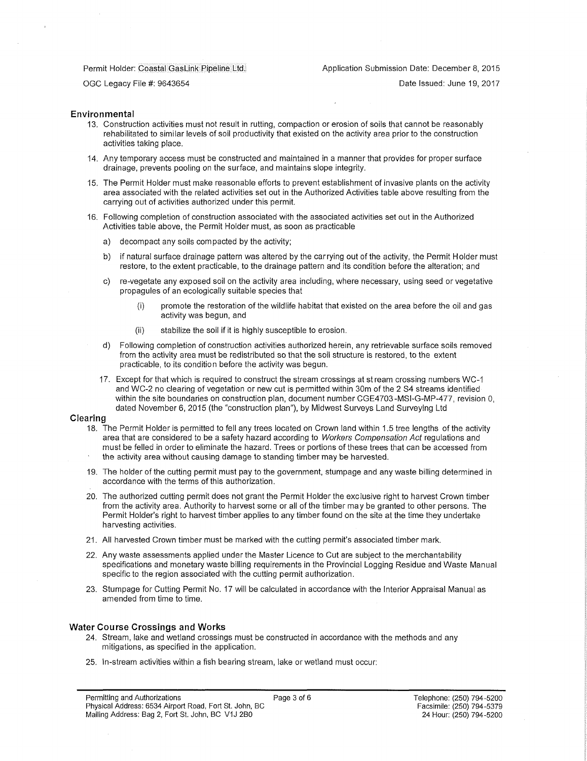Permit Holder: Coastal GasLink Pipeline Ltd.

Application Submission Date: December 8, 2015

OGC Legacy File #: 9643654

Date Issued: June 19, 2017

## Environmental

13. Construction activities must not result in rutting, compaction or erosion of soils that cannot be reasonably rehabilitated to similar levels of soil productivity that existed on the activity area prior to the construction activities taking place.

14. Any temporary access must be constructed and maintained in a manner that provides for proper surface drainage, prevents pooling on the surface, and maintains slope integrity.

15. The Permit Holder must make reasonable efforts to prevent establishment of invasive plants on the activity area associated with the related activities set out in the Authorized Activities table above resulting from the carrying out of activities authorized under this permit.

16. Following completion of construction associated with the associated activities set out in the Authorized Activities table above, the Permit Holder must, as soon as practicable

    a) decompact any soils compacted by the activity;

    b) if natural surface drainage pattern was altered by the carrying out of the activity, the Permit Holder must restore, to the extent practicable, to the drainage pattern and its condition before the alteration; and

    c) re-vegetate any exposed soil on the activity area including, where necessary, using seed or vegetative propagules of an ecologically suitable species that

        (i) promote the restoration of the wildlife habitat that existed on the area before the oil and gas activity was begun, and

        (ii) stabilize the soil if it is highly susceptible to erosion.

    d) Following completion of construction activities authorized herein, any retrievable surface soils removed from the activity area must be redistributed so that the soil structure is restored, to the extent practicable, to its condition before the activity was begun.

17. Except for that which is required to construct the stream crossings at stream crossing numbers WC-1 and WC-2 no clearing of vegetation or new cut is permitted within 30m of the 2 S4 streams identified within the site boundaries on construction plan, document number CGE4703-MSI-G-MP-477, revision 0, dated November 6, 2015 (the "construction plan"), by Midwest Surveys Land Surveying Ltd

## Clearing

18. The Permit Holder is permitted to fell any trees located on Crown land within 1.5 tree lengths of the activity area that are considered to be a safety hazard according to *Workers Compensation Act* regulations and must be felled in order to eliminate the hazard. Trees or portions of these trees that can be accessed from the activity area without causing damage to standing timber may be harvested.

19. The holder of the cutting permit must pay to the government, stumpage and any waste billing determined in accordance with the terms of this authorization.

20. The authorized cutting permit does not grant the Permit Holder the exclusive right to harvest Crown timber from the activity area. Authority to harvest some or all of the timber may be granted to other persons. The Permit Holder's right to harvest timber applies to any timber found on the site at the time they undertake harvesting activities.

21. All harvested Crown timber must be marked with the cutting permit's associated timber mark.

22. Any waste assessments applied under the Master Licence to Cut are subject to the merchantability specifications and monetary waste billing requirements in the Provincial Logging Residue and Waste Manual specific to the region associated with the cutting permit authorization.

23. Stumpage for Cutting Permit No. 17 will be calculated in accordance with the Interior Appraisal Manual as amended from time to time.

## Water Course Crossings and Works

24. Stream, lake and wetland crossings must be constructed in accordance with the methods and any mitigations, as specified in the application.

25. In-stream activities within a fish bearing stream, lake or wetland must occur:

Permitting and Authorizations
Physical Address: 6534 Airport Road, Fort St. John, BC
Mailing Address: Bag 2, Fort St. John, BC V1J 2B0

Telephone: (250) 794-5200
Facsimile: (250) 794-5379
24 Hour: (250) 794-5200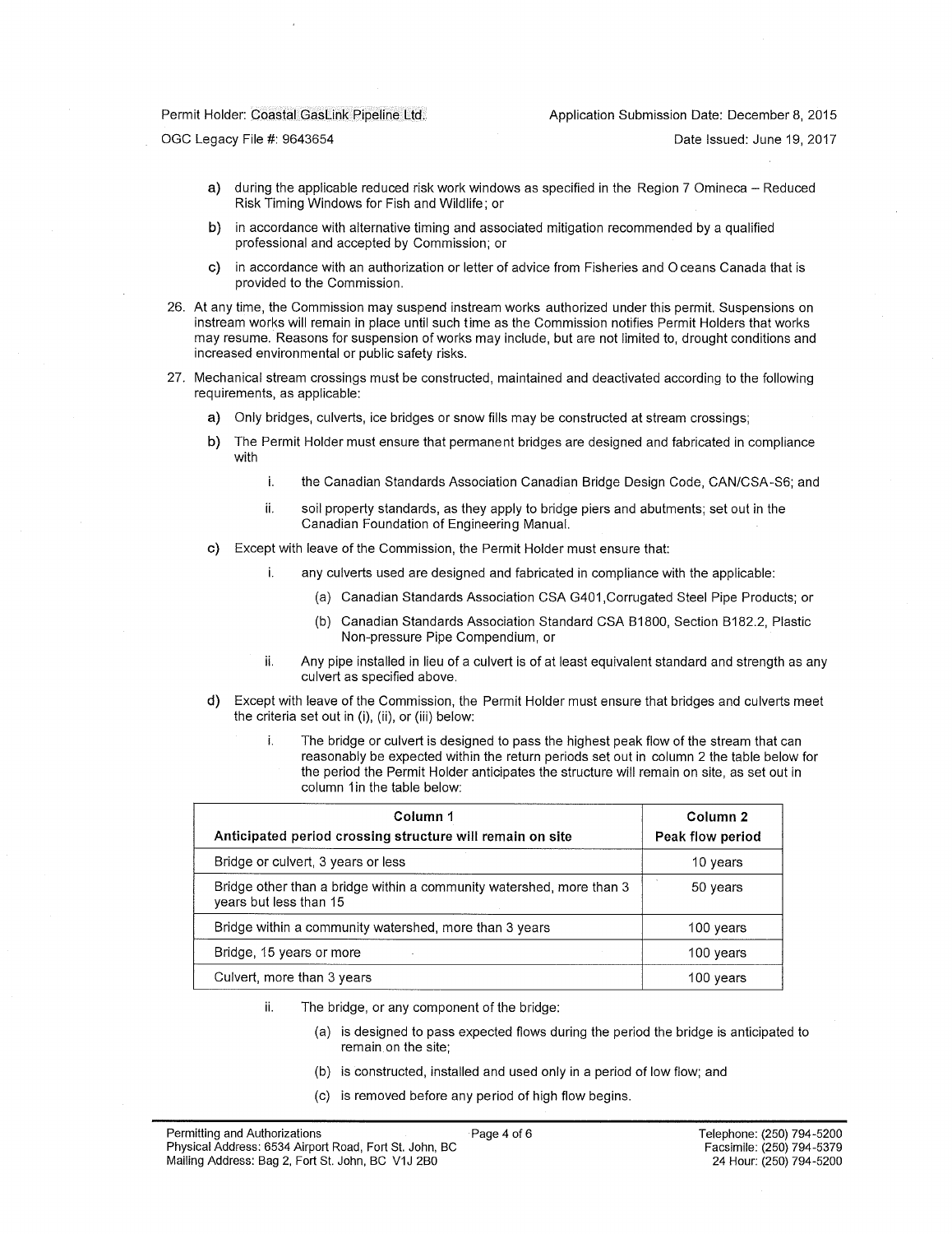a) during the applicable reduced risk work windows as specified in the Region 7 Omineca – Reduced Risk Timing Windows for Fish and Wildlife; or

b) in accordance with alternative timing and associated mitigation recommended by a qualified professional and accepted by Commission; or

c) in accordance with an authorization or letter of advice from Fisheries and Oceans Canada that is provided to the Commission.

26. At any time, the Commission may suspend instream works authorized under this permit. Suspensions on instream works will remain in place until such time as the Commission notifies Permit Holders that works may resume. Reasons for suspension of works may include, but are not limited to, drought conditions and increased environmental or public safety risks.

27. Mechanical stream crossings must be constructed, maintained and deactivated according to the following requirements, as applicable:

    a) Only bridges, culverts, ice bridges or snow fills may be constructed at stream crossings;

    b) The Permit Holder must ensure that permanent bridges are designed and fabricated in compliance with

        i. the Canadian Standards Association Canadian Bridge Design Code, CAN/CSA-S6; and

        ii. soil property standards, as they apply to bridge piers and abutments; set out in the Canadian Foundation of Engineering Manual.

    c) Except with leave of the Commission, the Permit Holder must ensure that:

        i. any culverts used are designed and fabricated in compliance with the applicable:

            (a) Canadian Standards Association CSA G401,Corrugated Steel Pipe Products; or

            (b) Canadian Standards Association Standard CSA B1800, Section B182.2, Plastic Non-pressure Pipe Compendium, or

        ii. Any pipe installed in lieu of a culvert is of at least equivalent standard and strength as any culvert as specified above.

    d) Except with leave of the Commission, the Permit Holder must ensure that bridges and culverts meet the criteria set out in (i), (ii), or (iii) below:

        i. The bridge or culvert is designed to pass the highest peak flow of the stream that can reasonably be expected within the return periods set out in column 2 the table below for the period the Permit Holder anticipates the structure will remain on site, as set out in column 1in the table below:

| Column 1<br>Anticipated period crossing structure will remain on site | Column 2<br>Peak flow period |
|---|---|
| Bridge or culvert, 3 years or less | 10 years |
| Bridge other than a bridge within a community watershed, more than 3 years but less than 15 | 50 years |
| Bridge within a community watershed, more than 3 years | 100 years |
| Bridge, 15 years or more | 100 years |
| Culvert, more than 3 years | 100 years |

        ii. The bridge, or any component of the bridge:

            (a) is designed to pass expected flows during the period the bridge is anticipated to remain on the site;

            (b) is constructed, installed and used only in a period of low flow; and

            (c) is removed before any period of high flow begins.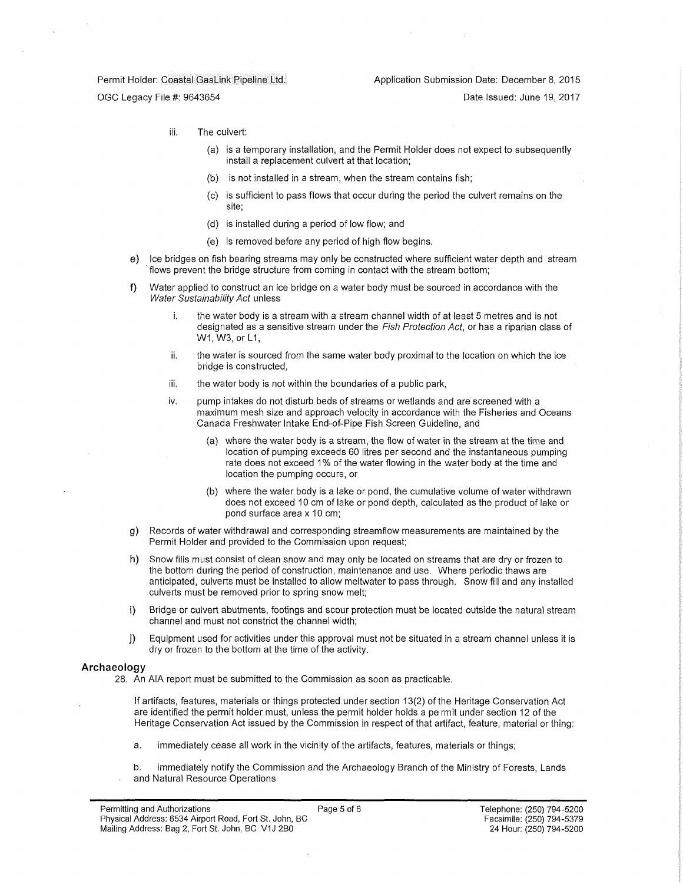iii. The culvert:

   (a) is a temporary installation, and the Permit Holder does not expect to subsequently install a replacement culvert at that location;

   (b) is not installed in a stream, when the stream contains fish;

   (c) is sufficient to pass flows that occur during the period the culvert remains on the site;

   (d) is installed during a period of low flow; and

   (e) is removed before any period of high flow begins.

e) Ice bridges on fish bearing streams may only be constructed where sufficient water depth and stream flows prevent the bridge structure from coming in contact with the stream bottom;

f) Water applied to construct an ice bridge on a water body must be sourced in accordance with the *Water Sustainability Act* unless

   i. the water body is a stream with a stream channel width of at least 5 metres and is not designated as a sensitive stream under the *Fish Protection Act*, or has a riparian class of W1, W3, or L1,

   ii. the water is sourced from the same water body proximal to the location on which the ice bridge is constructed,

   iii. the water body is not within the boundaries of a public park,

   iv. pump intakes do not disturb beds of streams or wetlands and are screened with a maximum mesh size and approach velocity in accordance with the Fisheries and Oceans Canada Freshwater Intake End-of-Pipe Fish Screen Guideline, and

      (a) where the water body is a stream, the flow of water in the stream at the time and location of pumping exceeds 60 litres per second and the instantaneous pumping rate does not exceed 1% of the water flowing in the water body at the time and location the pumping occurs, or

      (b) where the water body is a lake or pond, the cumulative volume of water withdrawn does not exceed 10 cm of lake or pond depth, calculated as the product of lake or pond surface area x 10 cm;

g) Records of water withdrawal and corresponding streamflow measurements are maintained by the Permit Holder and provided to the Commission upon request;

h) Snow fills must consist of clean snow and may only be located on streams that are dry or frozen to the bottom during the period of construction, maintenance and use. Where periodic thaws are anticipated, culverts must be installed to allow meltwater to pass through. Snow fill and any installed culverts must be removed prior to spring snow melt;

i) Bridge or culvert abutments, footings and scour protection must be located outside the natural stream channel and must not constrict the channel width;

j) Equipment used for activities under this approval must not be situated in a stream channel unless it is dry or frozen to the bottom at the time of the activity.

## Archaeology

28. An AIA report must be submitted to the Commission as soon as practicable.

    If artifacts, features, materials or things protected under section 13(2) of the Heritage Conservation Act are identified the permit holder must, unless the permit holder holds a permit under section 12 of the Heritage Conservation Act issued by the Commission in respect of that artifact, feature, material or thing:

    a. immediately cease all work in the vicinity of the artifacts, features, materials or things;

    b. immediately notify the Commission and the Archaeology Branch of the Ministry of Forests, Lands and Natural Resource Operations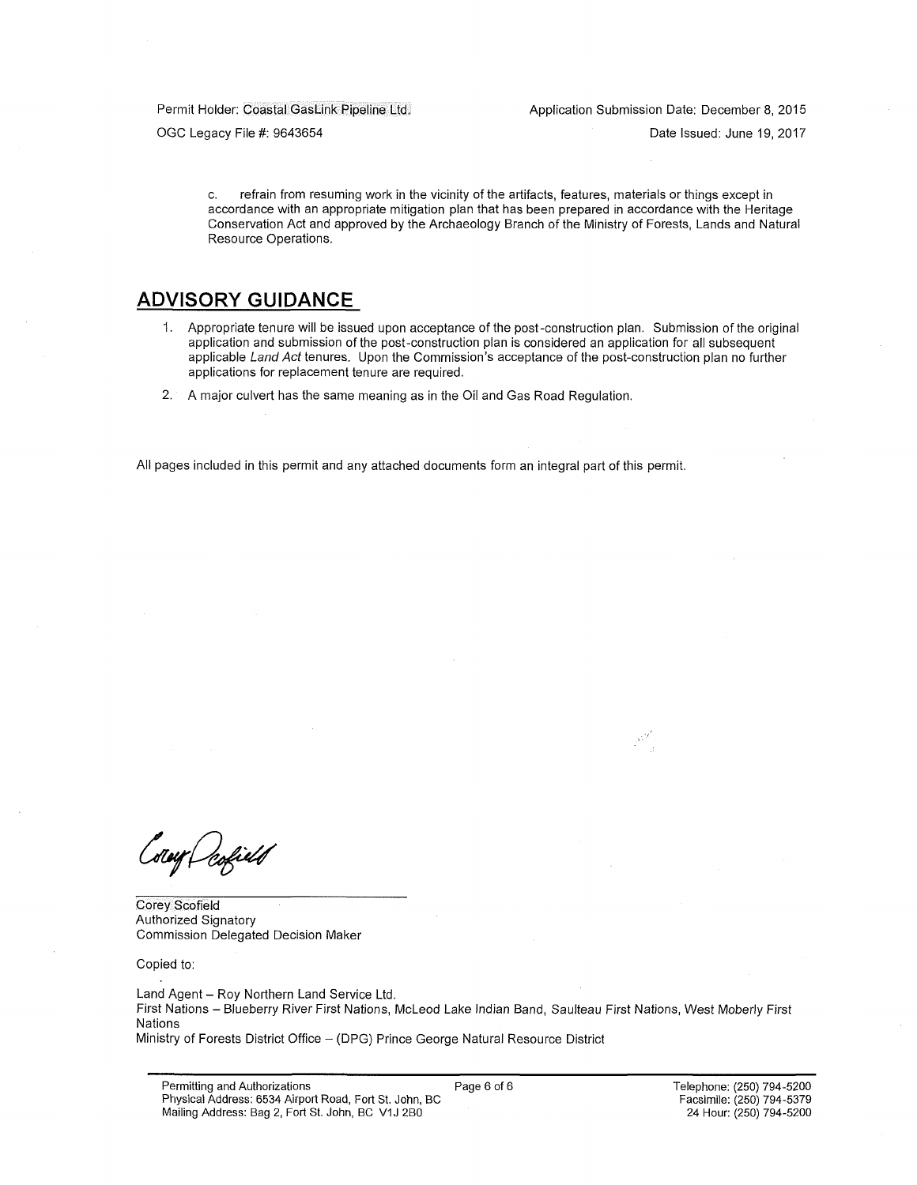c. refrain from resuming work in the vicinity of the artifacts, features, materials or things except in accordance with an appropriate mitigation plan that has been prepared in accordance with the Heritage Conservation Act and approved by the Archaeology Branch of the Ministry of Forests, Lands and Natural Resource Operations.

## ADVISORY GUIDANCE

1. Appropriate tenure will be issued upon acceptance of the post-construction plan. Submission of the original application and submission of the post-construction plan is considered an application for all subsequent applicable *Land Act* tenures. Upon the Commission's acceptance of the post-construction plan no further applications for replacement tenure are required.
2. A major culvert has the same meaning as in the Oil and Gas Road Regulation.

All pages included in this permit and any attached documents form an integral part of this permit.

Corey Scofield
Authorized Signatory
Commission Delegated Decision Maker

Copied to:

Land Agent – Roy Northern Land Service Ltd.
First Nations – Blueberry River First Nations, McLeod Lake Indian Band, Saulteau First Nations, West Moberly First Nations
Ministry of Forests District Office – (DPG) Prince George Natural Resource District